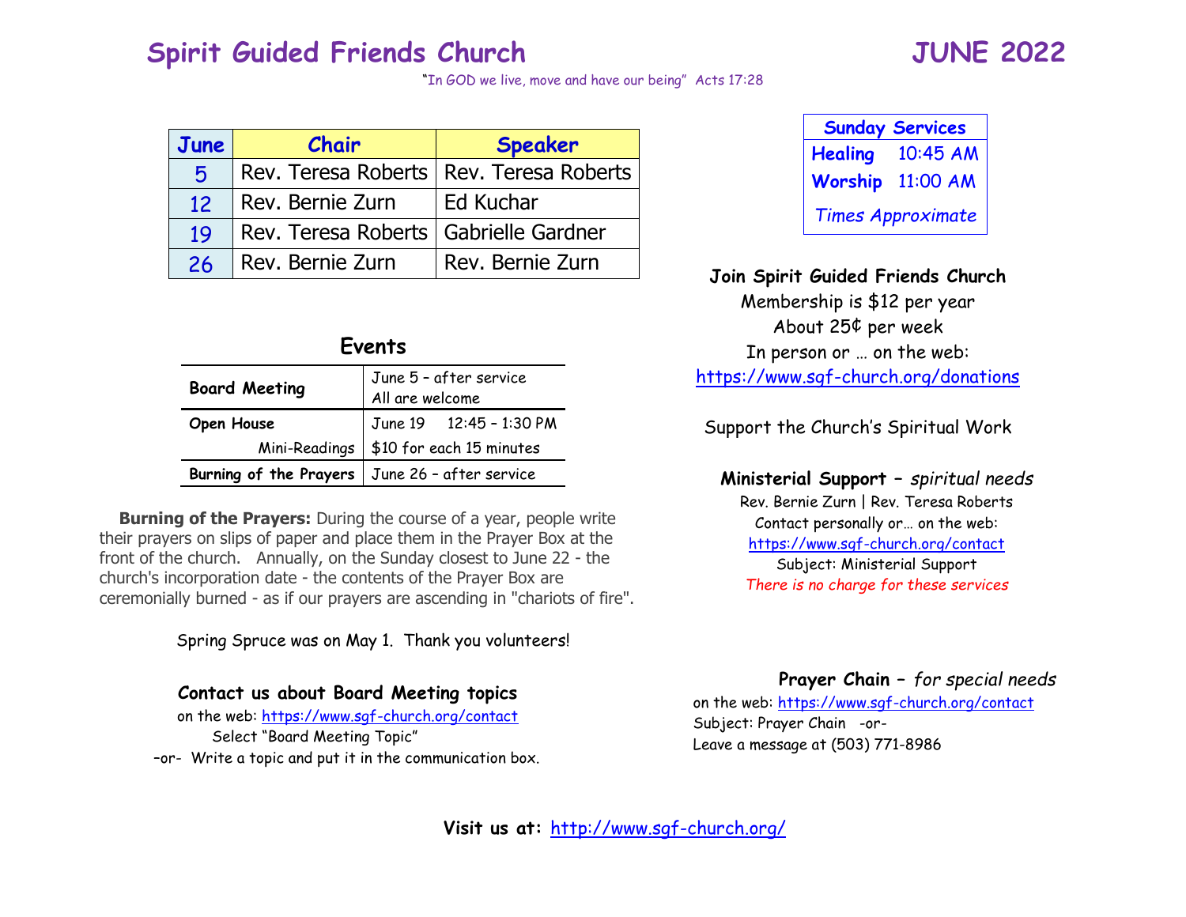# Spirit Guided Friends Church

# JUNE 2022

"In GOD we live, move and have our being" Acts 17:28

| June | Chair | Speaker |
|---|---|---|
| 5 | Rev. Teresa Roberts | Rev. Teresa Roberts |
| 12 | Rev. Bernie Zurn | Ed Kuchar |
| 19 | Rev. Teresa Roberts | Gabrielle Gardner |
| 26 | Rev. Bernie Zurn | Rev. Bernie Zurn |

## Events

| | |
|---|---|
| **Board Meeting** | June 5 – after service<br>All are welcome |
| **Open House** | June 19 12:45 – 1:30 PM |
| Mini-Readings | $10 for each 15 minutes |
| **Burning of the Prayers** | June 26 – after service |

**Burning of the Prayers:** During the course of a year, people write their prayers on slips of paper and place them in the Prayer Box at the front of the church. Annually, on the Sunday closest to June 22 - the church's incorporation date - the contents of the Prayer Box are ceremonially burned - as if our prayers are ascending in "chariots of fire".

Spring Spruce was on May 1. Thank you volunteers!

**Contact us about Board Meeting topics**

on the web: https://www.sgf-church.org/contact
Select "Board Meeting Topic"
–or- Write a topic and put it in the communication box.

| Sunday Services | |
|---|---|
| **Healing** | 10:45 AM |
| **Worship** | 11:00 AM |
| *Times Approximate* | |

**Join Spirit Guided Friends Church**

Membership is $12 per year
About 25¢ per week
In person or … on the web:
https://www.sgf-church.org/donations

Support the Church's Spiritual Work

**Ministerial Support –** *spiritual needs*

Rev. Bernie Zurn | Rev. Teresa Roberts
Contact personally or… on the web:
https://www.sgf-church.org/contact
Subject: Ministerial Support
*There is no charge for these services*

**Prayer Chain –** *for special needs*

on the web: https://www.sgf-church.org/contact
Subject: Prayer Chain -or-
Leave a message at (503) 771-8986

**Visit us at:** http://www.sgf-church.org/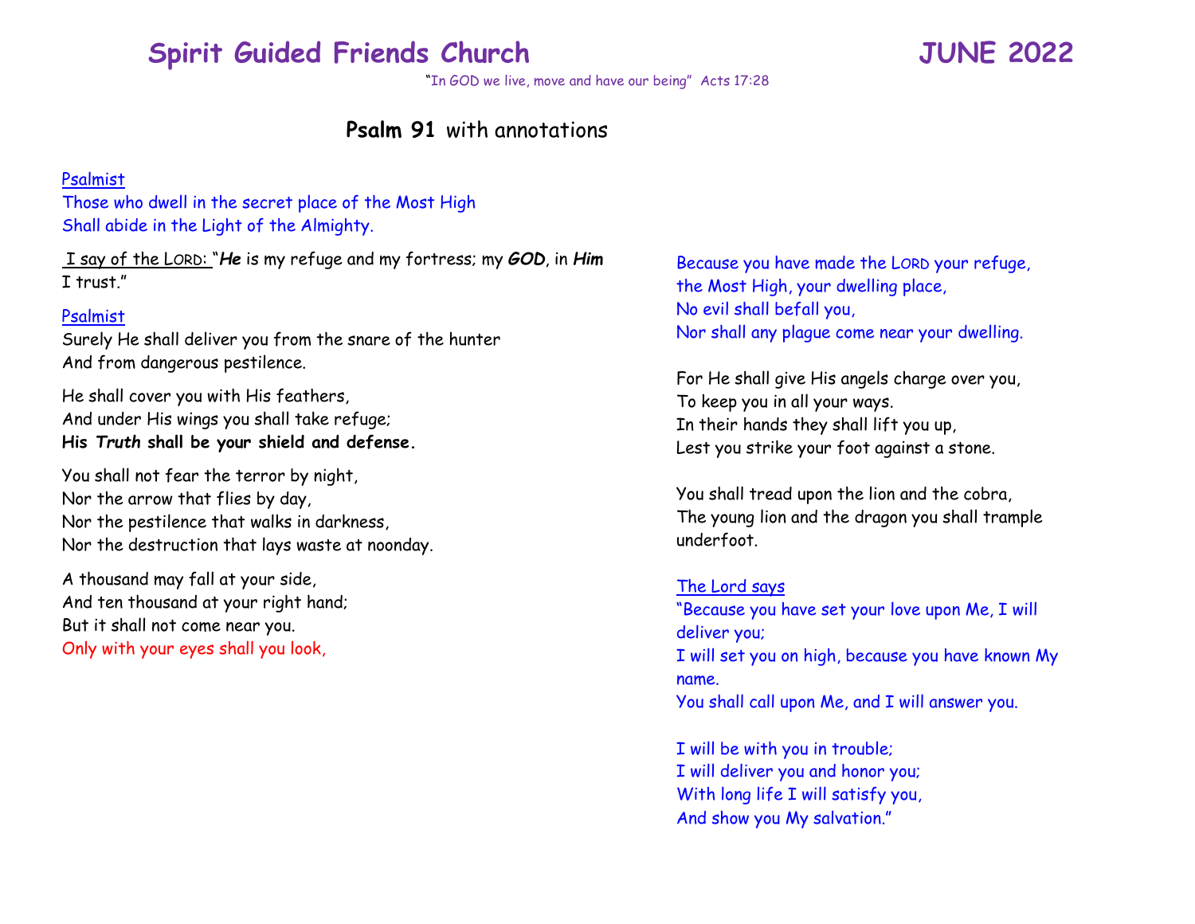# Spirit Guided Friends Church JUNE 2022

"In GOD we live, move and have our being" Acts 17:28

## **Psalm 91** with annotations

Psalmist

Those who dwell in the secret place of the Most High
Shall abide in the Light of the Almighty.

I say of the LORD: "***He*** is my refuge and my fortress; my ***GOD***, in ***Him*** I trust."

Psalmist

Surely He shall deliver you from the snare of the hunter
And from dangerous pestilence.

He shall cover you with His feathers,
And under His wings you shall take refuge;
**His *Truth* shall be your shield and defense.**

You shall not fear the terror by night,
Nor the arrow that flies by day,
Nor the pestilence that walks in darkness,
Nor the destruction that lays waste at noonday.

A thousand may fall at your side,
And ten thousand at your right hand;
But it shall not come near you.
Only with your eyes shall you look,

Because you have made the LORD your refuge,
the Most High, your dwelling place,
No evil shall befall you,
Nor shall any plague come near your dwelling.

For He shall give His angels charge over you,
To keep you in all your ways.
In their hands they shall lift you up,
Lest you strike your foot against a stone.

You shall tread upon the lion and the cobra,
The young lion and the dragon you shall trample underfoot.

The Lord says

"Because you have set your love upon Me, I will deliver you;
I will set you on high, because you have known My name.
You shall call upon Me, and I will answer you.

I will be with you in trouble;
I will deliver you and honor you;
With long life I will satisfy you,
And show you My salvation."